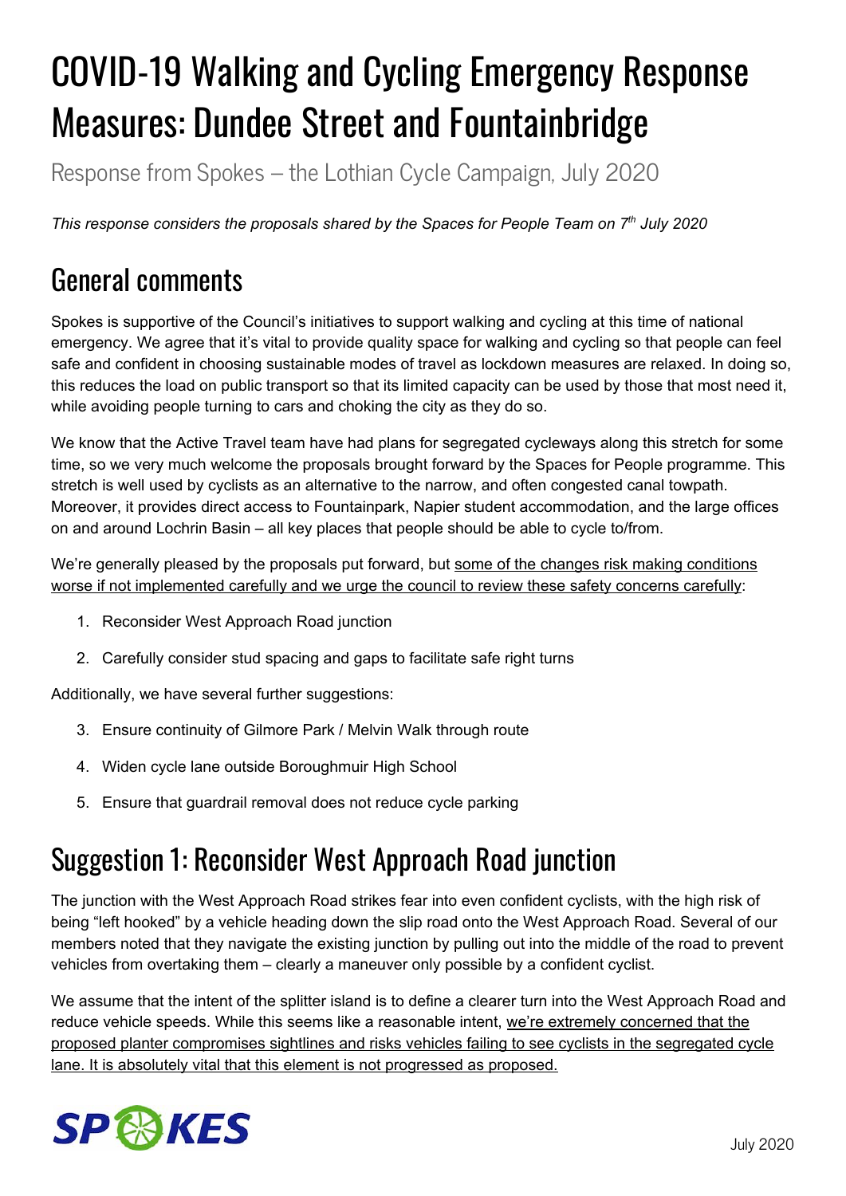# COVID-19 Walking and Cycling Emergency Response Measures: Dundee Street and Fountainbridge

Response from Spokes – the Lothian Cycle Campaign, July 2020

*This response considers the proposals shared by the Spaces for People Team on 7th July 2020*

## General comments

Spokes is supportive of the Council's initiatives to support walking and cycling at this time of national emergency. We agree that it's vital to provide quality space for walking and cycling so that people can feel safe and confident in choosing sustainable modes of travel as lockdown measures are relaxed. In doing so, this reduces the load on public transport so that its limited capacity can be used by those that most need it, while avoiding people turning to cars and choking the city as they do so.

We know that the Active Travel team have had plans for segregated cycleways along this stretch for some time, so we very much welcome the proposals brought forward by the Spaces for People programme. This stretch is well used by cyclists as an alternative to the narrow, and often congested canal towpath. Moreover, it provides direct access to Fountainpark, Napier student accommodation, and the large offices on and around Lochrin Basin – all key places that people should be able to cycle to/from.

We're generally pleased by the proposals put forward, but some of the changes risk making conditions worse if not implemented carefully and we urge the council to review these safety concerns carefully:

1. Reconsider West Approach Road junction
2. Carefully consider stud spacing and gaps to facilitate safe right turns

Additionally, we have several further suggestions:

3. Ensure continuity of Gilmore Park / Melvin Walk through route
4. Widen cycle lane outside Boroughmuir High School
5. Ensure that guardrail removal does not reduce cycle parking

## Suggestion 1: Reconsider West Approach Road junction

The junction with the West Approach Road strikes fear into even confident cyclists, with the high risk of being "left hooked" by a vehicle heading down the slip road onto the West Approach Road. Several of our members noted that they navigate the existing junction by pulling out into the middle of the road to prevent vehicles from overtaking them – clearly a maneuver only possible by a confident cyclist.

We assume that the intent of the splitter island is to define a clearer turn into the West Approach Road and reduce vehicle speeds. While this seems like a reasonable intent, we're extremely concerned that the proposed planter compromises sightlines and risks vehicles failing to see cyclists in the segregated cycle lane. It is absolutely vital that this element is not progressed as proposed.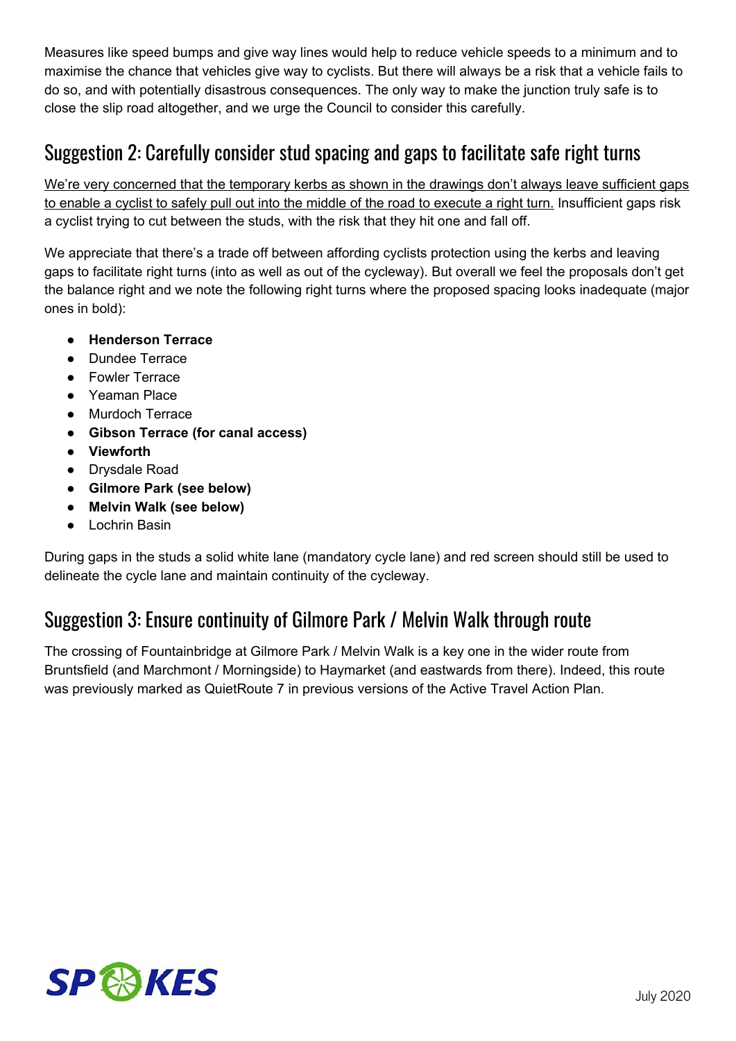Measures like speed bumps and give way lines would help to reduce vehicle speeds to a minimum and to maximise the chance that vehicles give way to cyclists. But there will always be a risk that a vehicle fails to do so, and with potentially disastrous consequences. The only way to make the junction truly safe is to close the slip road altogether, and we urge the Council to consider this carefully.

## Suggestion 2: Carefully consider stud spacing and gaps to facilitate safe right turns

<u>We're very concerned that the temporary kerbs as shown in the drawings don't always leave sufficient gaps to enable a cyclist to safely pull out into the middle of the road to execute a right turn.</u> Insufficient gaps risk a cyclist trying to cut between the studs, with the risk that they hit one and fall off.

We appreciate that there's a trade off between affording cyclists protection using the kerbs and leaving gaps to facilitate right turns (into as well as out of the cycleway). But overall we feel the proposals don't get the balance right and we note the following right turns where the proposed spacing looks inadequate (major ones in bold):

- **Henderson Terrace**
- Dundee Terrace
- Fowler Terrace
- Yeaman Place
- Murdoch Terrace
- **Gibson Terrace (for canal access)**
- **Viewforth**
- Drysdale Road
- **Gilmore Park (see below)**
- **Melvin Walk (see below)**
- Lochrin Basin

During gaps in the studs a solid white lane (mandatory cycle lane) and red screen should still be used to delineate the cycle lane and maintain continuity of the cycleway.

## Suggestion 3: Ensure continuity of Gilmore Park / Melvin Walk through route

The crossing of Fountainbridge at Gilmore Park / Melvin Walk is a key one in the wider route from Bruntsfield (and Marchmont / Morningside) to Haymarket (and eastwards from there). Indeed, this route was previously marked as QuietRoute 7 in previous versions of the Active Travel Action Plan.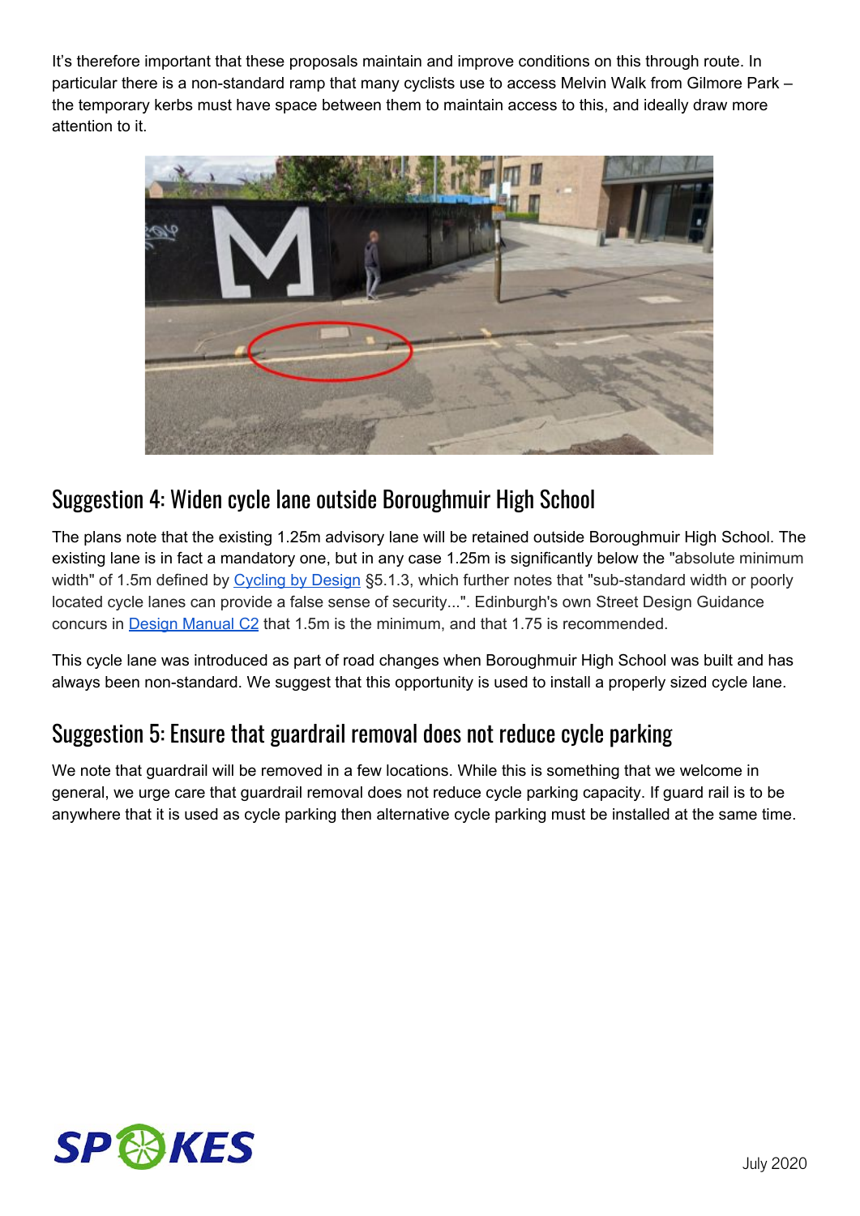It's therefore important that these proposals maintain and improve conditions on this through route. In particular there is a non-standard ramp that many cyclists use to access Melvin Walk from Gilmore Park – the temporary kerbs must have space between them to maintain access to this, and ideally draw more attention to it.

## Suggestion 4: Widen cycle lane outside Boroughmuir High School

The plans note that the existing 1.25m advisory lane will be retained outside Boroughmuir High School. The existing lane is in fact a mandatory one, but in any case 1.25m is significantly below the "absolute minimum width" of 1.5m defined by Cycling by Design §5.1.3, which further notes that "sub-standard width or poorly located cycle lanes can provide a false sense of security...". Edinburgh's own Street Design Guidance concurs in Design Manual C2 that 1.5m is the minimum, and that 1.75 is recommended.

This cycle lane was introduced as part of road changes when Boroughmuir High School was built and has always been non-standard. We suggest that this opportunity is used to install a properly sized cycle lane.

## Suggestion 5: Ensure that guardrail removal does not reduce cycle parking

We note that guardrail will be removed in a few locations. While this is something that we welcome in general, we urge care that guardrail removal does not reduce cycle parking capacity. If guard rail is to be anywhere that it is used as cycle parking then alternative cycle parking must be installed at the same time.